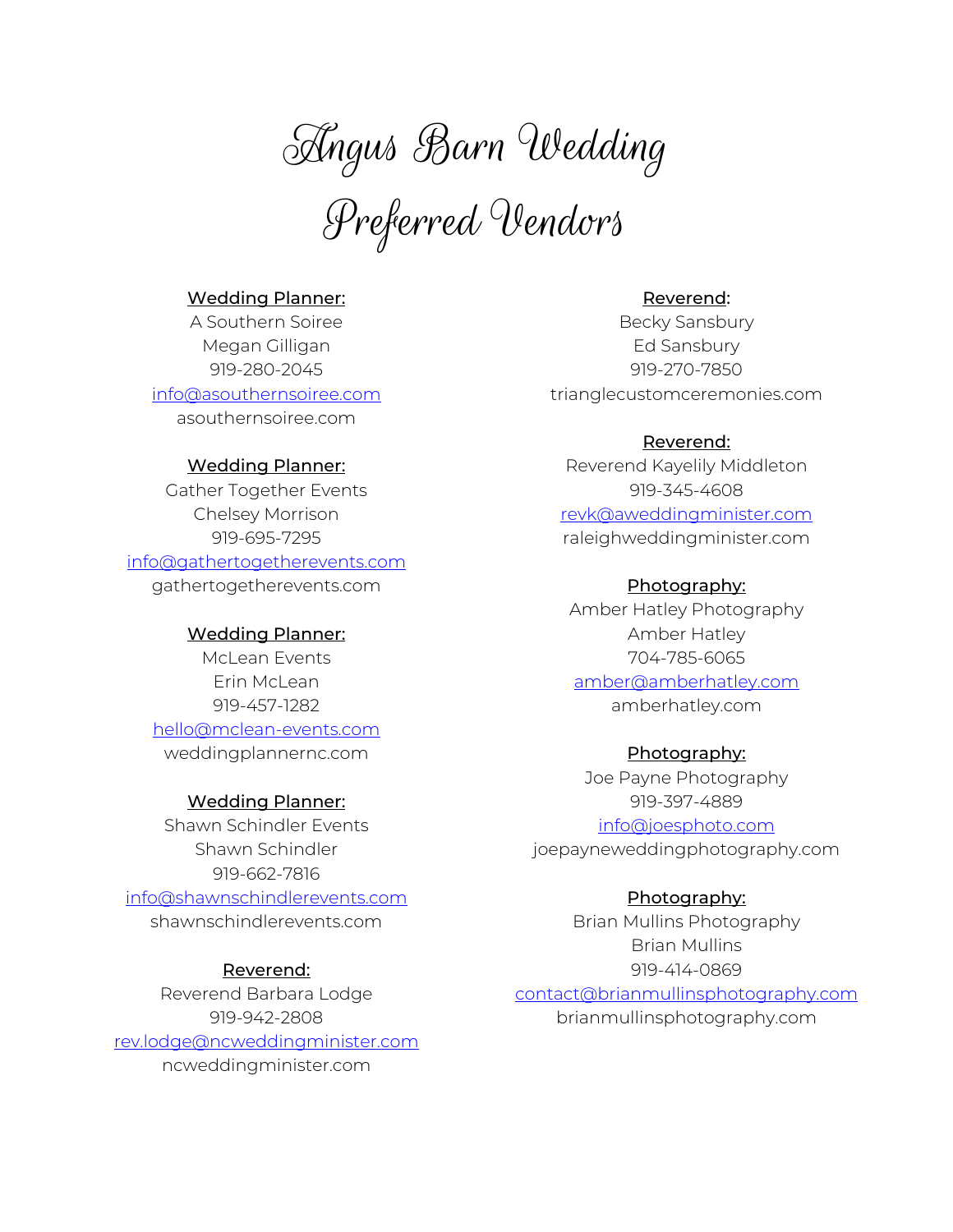# Angus Barn Wedding

# Preferred Vendors

**Wedding Planner:**
A Southern Soiree
Megan Gilligan
919-280-2045
info@asouthernsoiree.com
asouthernsoiree.com

**Wedding Planner:**
Gather Together Events
Chelsey Morrison
919-695-7295
info@gathertogetherevents.com
gathertogetherevents.com

**Wedding Planner:**
McLean Events
Erin McLean
919-457-1282
hello@mclean-events.com
weddingplannernc.com

**Wedding Planner:**
Shawn Schindler Events
Shawn Schindler
919-662-7816
info@shawnschindlerevents.com
shawnschindlerevents.com

**Reverend:**
Reverend Barbara Lodge
919-942-2808
rev.lodge@ncweddingminister.com
ncweddingminister.com

**Reverend:**
Becky Sansbury
Ed Sansbury
919-270-7850
trianglecustomceremonies.com

**Reverend:**
Reverend Kayelily Middleton
919-345-4608
revk@aweddingminister.com
raleighweddingminister.com

**Photography:**
Amber Hatley Photography
Amber Hatley
704-785-6065
amber@amberhatley.com
amberhatley.com

**Photography:**
Joe Payne Photography
919-397-4889
info@joesphoto.com
joepayneweddingphotography.com

**Photography:**
Brian Mullins Photography
Brian Mullins
919-414-0869
contact@brianmullinsphotography.com
brianmullinsphotography.com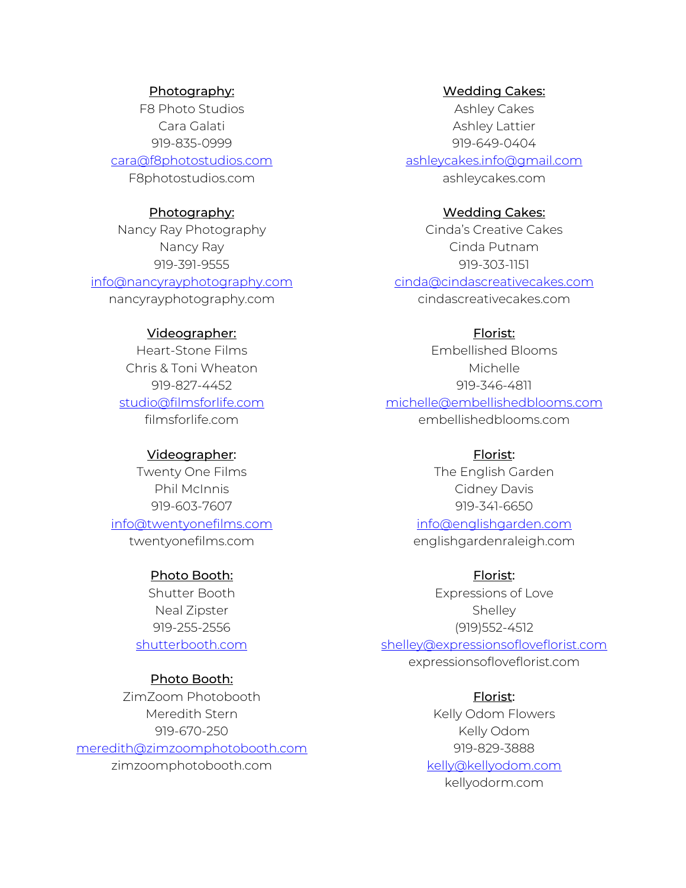**Photography:**
F8 Photo Studios
Cara Galati
919-835-0999
cara@f8photostudios.com
F8photostudios.com

**Photography:**
Nancy Ray Photography
Nancy Ray
919-391-9555
info@nancyrayphotography.com
nancyrayphotography.com

**Videographer:**
Heart-Stone Films
Chris & Toni Wheaton
919-827-4452
studio@filmsforlife.com
filmsforlife.com

**Videographer:**
Twenty One Films
Phil McInnis
919-603-7607
info@twentyonefilms.com
twentyonefilms.com

**Photo Booth:**
Shutter Booth
Neal Zipster
919-255-2556
shutterbooth.com

**Photo Booth:**
ZimZoom Photobooth
Meredith Stern
919-670-250
meredith@zimzoomphotobooth.com
zimzoomphotobooth.com

**Wedding Cakes:**
Ashley Cakes
Ashley Lattier
919-649-0404
ashleycakes.info@gmail.com
ashleycakes.com

**Wedding Cakes:**
Cinda's Creative Cakes
Cinda Putnam
919-303-1151
cinda@cindascreativecakes.com
cindascreativecakes.com

**Florist:**
Embellished Blooms
Michelle
919-346-4811
michelle@embellishedblooms.com
embellishedblooms.com

**Florist:**
The English Garden
Cidney Davis
919-341-6650
info@englishgarden.com
englishgardenraleigh.com

**Florist:**
Expressions of Love
Shelley
(919)552-4512
shelley@expressionsofloveflorist.com
expressionsofloveflorist.com

**Florist:**
Kelly Odom Flowers
Kelly Odom
919-829-3888
kelly@kellyodom.com
kellyodorm.com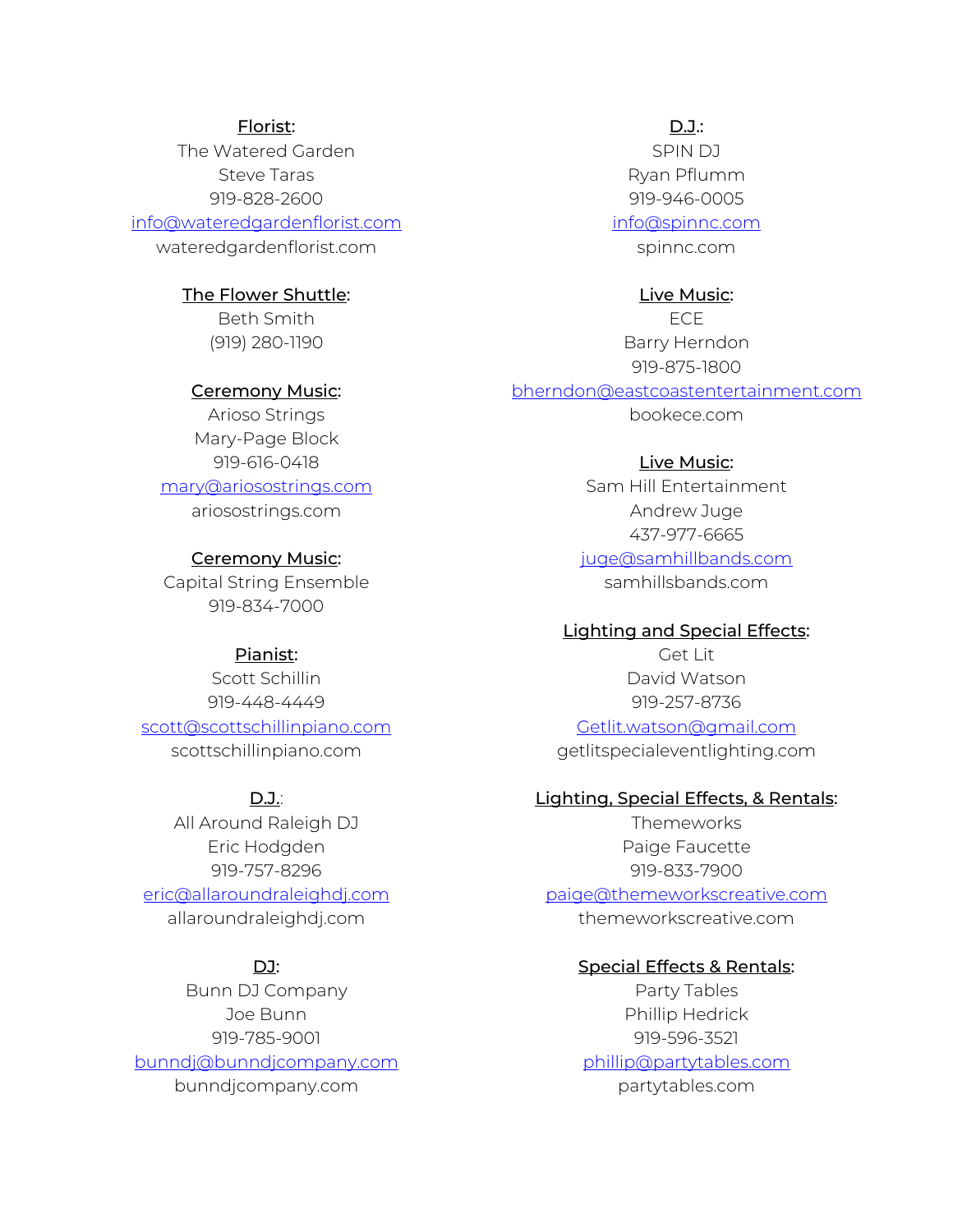**Florist:**
The Watered Garden
Steve Taras
919-828-2600
info@wateredgardenflorist.com
wateredgardenflorist.com

**The Flower Shuttle:**
Beth Smith
(919) 280-1190

**Ceremony Music:**
Arioso Strings
Mary-Page Block
919-616-0418
mary@ariosostrings.com
ariosostrings.com

**Ceremony Music:**
Capital String Ensemble
919-834-7000

**Pianist:**
Scott Schillin
919-448-4449
scott@scottschillinpiano.com
scottschillinpiano.com

**D.J.:**
All Around Raleigh DJ
Eric Hodgden
919-757-8296
eric@allaroundraleighdj.com
allaroundraleighdj.com

**DJ:**
Bunn DJ Company
Joe Bunn
919-785-9001
bunndj@bunndjcompany.com
bunndjcompany.com

**D.J.:**
SPIN DJ
Ryan Pflumm
919-946-0005
info@spinnc.com
spinnc.com

**Live Music:**
ECE
Barry Herndon
919-875-1800
bherndon@eastcoastentertainment.com
bookece.com

**Live Music:**
Sam Hill Entertainment
Andrew Juge
437-977-6665
juge@samhillbands.com
samhillsbands.com

**Lighting and Special Effects:**
Get Lit
David Watson
919-257-8736
Getlit.watson@gmail.com
getlitspecialeventlighting.com

**Lighting, Special Effects, & Rentals:**
Themeworks
Paige Faucette
919-833-7900
paige@themeworkscreative.com
themeworkscreative.com

**Special Effects & Rentals:**
Party Tables
Phillip Hedrick
919-596-3521
phillip@partytables.com
partytables.com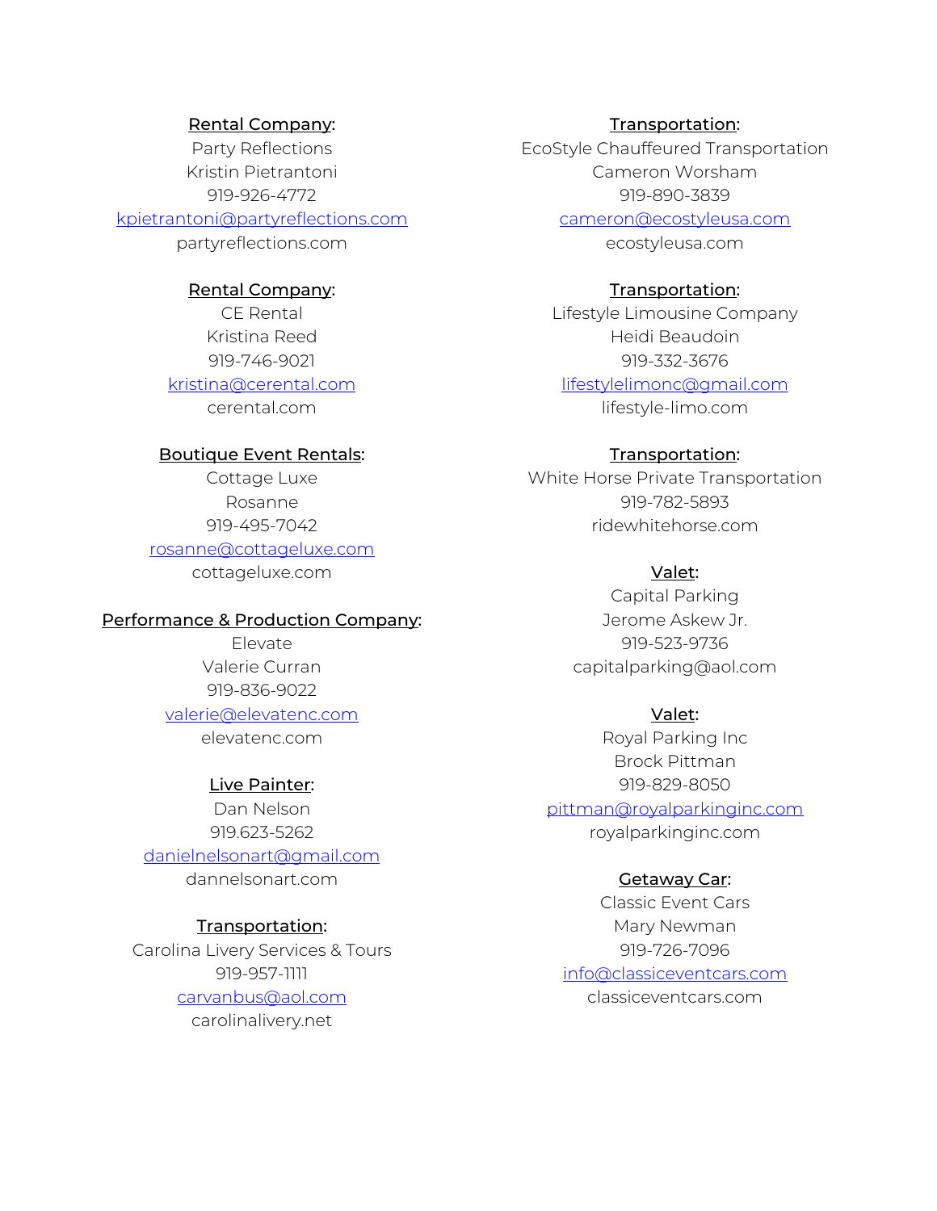**Rental Company**:
Party Reflections
Kristin Pietrantoni
919-926-4772
kpietrantoni@partyreflections.com
partyreflections.com

**Rental Company**:
CE Rental
Kristina Reed
919-746-9021
kristina@cerental.com
cerental.com

**Boutique Event Rentals**:
Cottage Luxe
Rosanne
919-495-7042
rosanne@cottageluxe.com
cottageluxe.com

**Performance & Production Company**:
Elevate
Valerie Curran
919-836-9022
valerie@elevatenc.com
elevatenc.com

**Live Painter**:
Dan Nelson
919.623-5262
danielnelsonart@gmail.com
dannelsonart.com

**Transportation**:
Carolina Livery Services & Tours
919-957-1111
carvanbus@aol.com
carolinalivery.net

**Transportation**:
EcoStyle Chauffeured Transportation
Cameron Worsham
919-890-3839
cameron@ecostyleusa.com
ecostyleusa.com

**Transportation**:
Lifestyle Limousine Company
Heidi Beaudoin
919-332-3676
lifestylelimonc@gmail.com
lifestyle-limo.com

**Transportation**:
White Horse Private Transportation
919-782-5893
ridewhitehorse.com

**Valet**:
Capital Parking
Jerome Askew Jr.
919-523-9736
capitalparking@aol.com

**Valet**:
Royal Parking Inc
Brock Pittman
919-829-8050
pittman@royalparkinginc.com
royalparkinginc.com

**Getaway Car**:
Classic Event Cars
Mary Newman
919-726-7096
info@classiceventcars.com
classiceventcars.com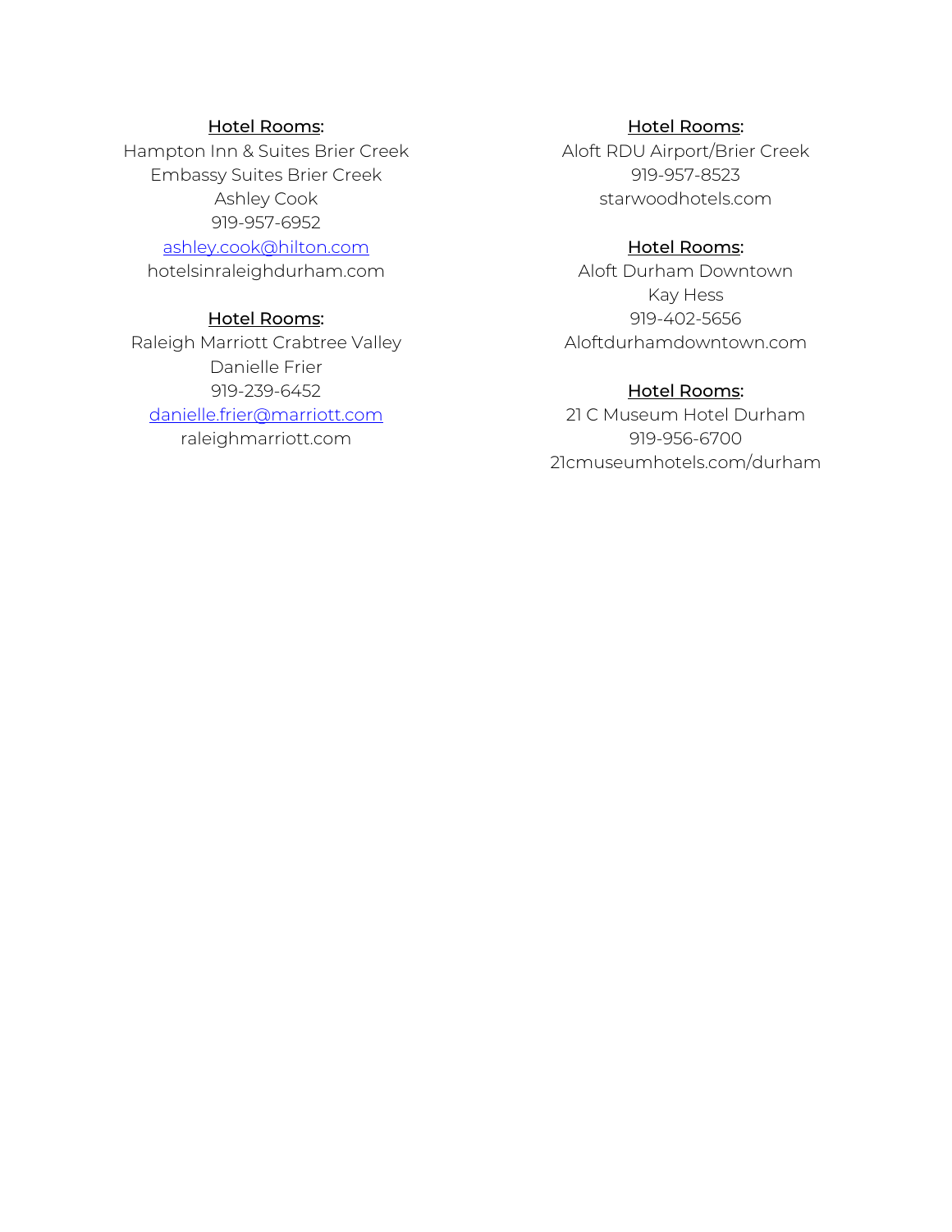**Hotel Rooms:**
Hampton Inn & Suites Brier Creek
Embassy Suites Brier Creek
Ashley Cook
919-957-6952
ashley.cook@hilton.com
hotelsinraleighdurham.com

**Hotel Rooms:**
Raleigh Marriott Crabtree Valley
Danielle Frier
919-239-6452
danielle.frier@marriott.com
raleighmarriott.com

**Hotel Rooms:**
Aloft RDU Airport/Brier Creek
919-957-8523
starwoodhotels.com

**Hotel Rooms:**
Aloft Durham Downtown
Kay Hess
919-402-5656
Aloftdurhamdowntown.com

**Hotel Rooms:**
21 C Museum Hotel Durham
919-956-6700
21cmuseumhotels.com/durham